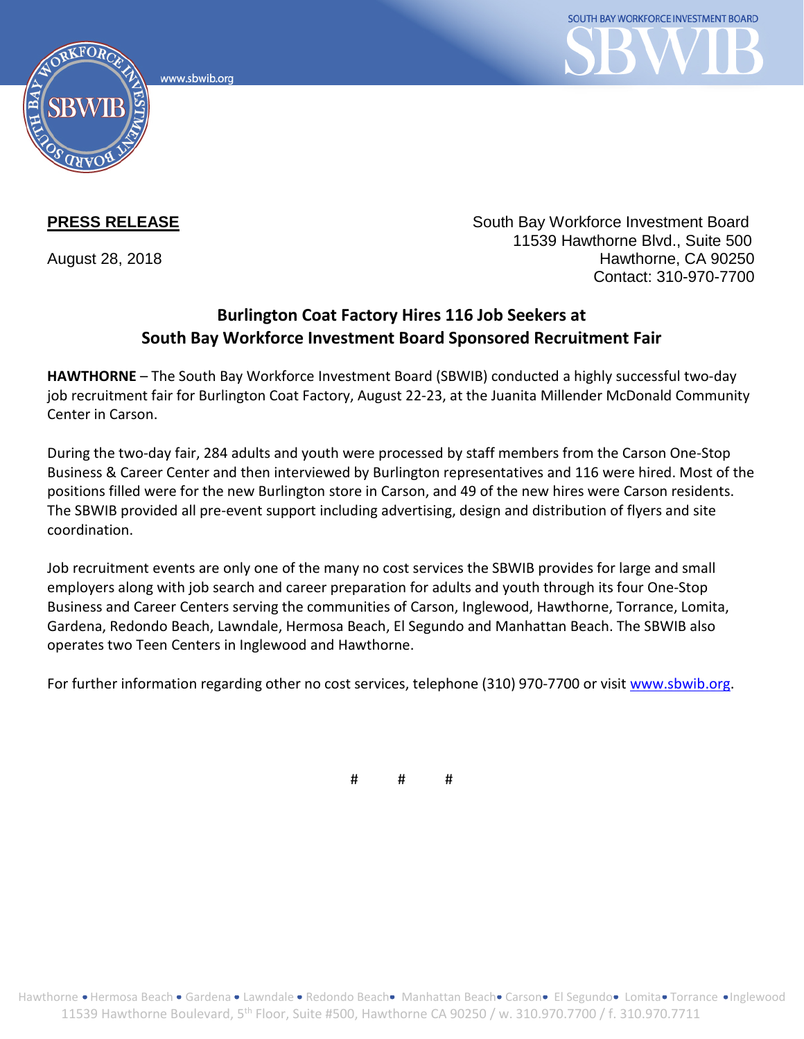SOUTH BAY WORKFORCE INVESTMENT BOARD

www.sbwib.org

**PRESS RELEASE**

August 28, 2018

South Bay Workforce Investment Board
11539 Hawthorne Blvd., Suite 500
Hawthorne, CA 90250
Contact: 310-970-7700

## Burlington Coat Factory Hires 116 Job Seekers at South Bay Workforce Investment Board Sponsored Recruitment Fair

**HAWTHORNE** – The South Bay Workforce Investment Board (SBWIB) conducted a highly successful two-day job recruitment fair for Burlington Coat Factory, August 22-23, at the Juanita Millender McDonald Community Center in Carson.

During the two-day fair, 284 adults and youth were processed by staff members from the Carson One-Stop Business & Career Center and then interviewed by Burlington representatives and 116 were hired. Most of the positions filled were for the new Burlington store in Carson, and 49 of the new hires were Carson residents. The SBWIB provided all pre-event support including advertising, design and distribution of flyers and site coordination.

Job recruitment events are only one of the many no cost services the SBWIB provides for large and small employers along with job search and career preparation for adults and youth through its four One-Stop Business and Career Centers serving the communities of Carson, Inglewood, Hawthorne, Torrance, Lomita, Gardena, Redondo Beach, Lawndale, Hermosa Beach, El Segundo and Manhattan Beach. The SBWIB also operates two Teen Centers in Inglewood and Hawthorne.

For further information regarding other no cost services, telephone (310) 970-7700 or visit www.sbwib.org.

# # #

Hawthorne • Hermosa Beach • Gardena • Lawndale • Redondo Beach • Manhattan Beach • Carson • El Segundo • Lomita • Torrance • Inglewood
11539 Hawthorne Boulevard, 5th Floor, Suite #500, Hawthorne CA 90250 / w. 310.970.7700 / f. 310.970.7711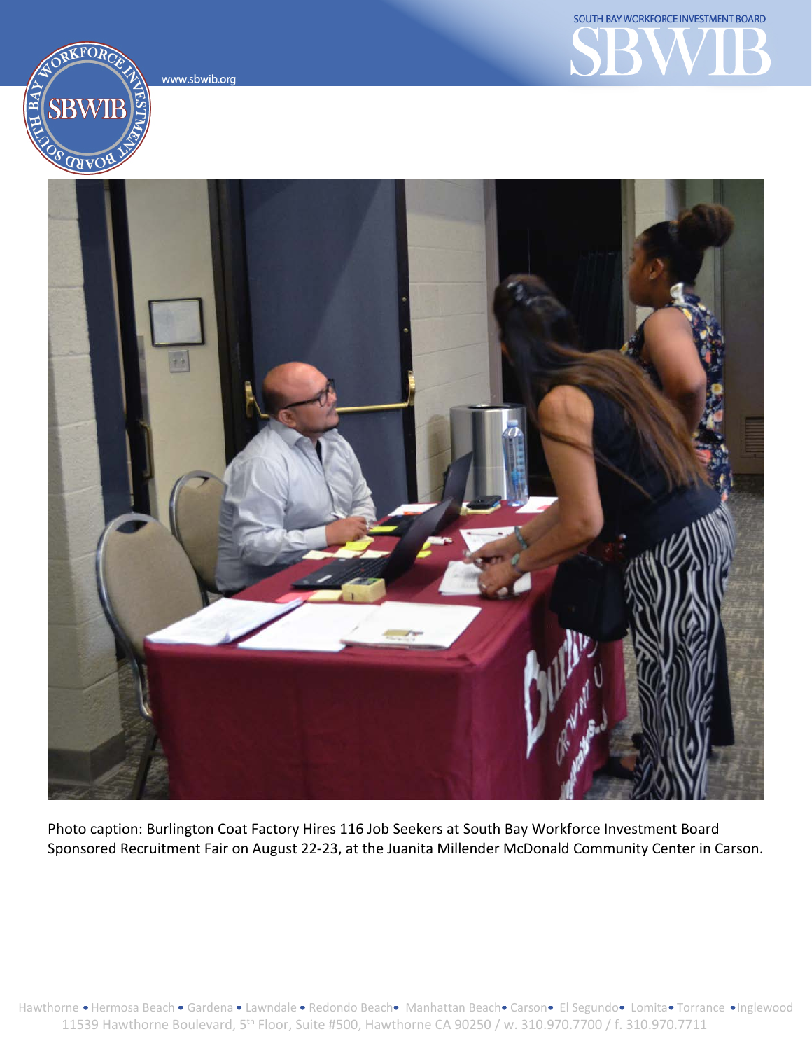Photo caption: Burlington Coat Factory Hires 116 Job Seekers at South Bay Workforce Investment Board Sponsored Recruitment Fair on August 22-23, at the Juanita Millender McDonald Community Center in Carson.